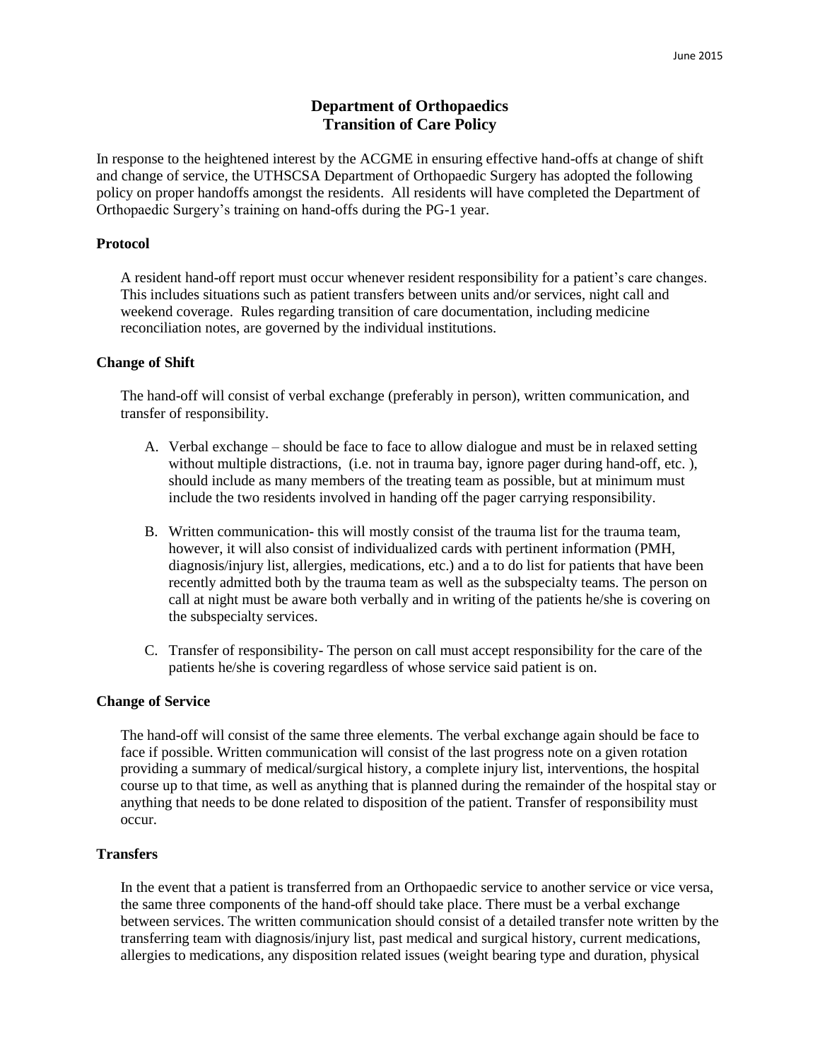June 2015

# Department of Orthopaedics
# Transition of Care Policy

In response to the heightened interest by the ACGME in ensuring effective hand-offs at change of shift and change of service, the UTHSCSA Department of Orthopaedic Surgery has adopted the following policy on proper handoffs amongst the residents. All residents will have completed the Department of Orthopaedic Surgery's training on hand-offs during the PG-1 year.

**Protocol**

A resident hand-off report must occur whenever resident responsibility for a patient's care changes. This includes situations such as patient transfers between units and/or services, night call and weekend coverage. Rules regarding transition of care documentation, including medicine reconciliation notes, are governed by the individual institutions.

**Change of Shift**

The hand-off will consist of verbal exchange (preferably in person), written communication, and transfer of responsibility.

A. Verbal exchange – should be face to face to allow dialogue and must be in relaxed setting without multiple distractions, (i.e. not in trauma bay, ignore pager during hand-off, etc. ), should include as many members of the treating team as possible, but at minimum must include the two residents involved in handing off the pager carrying responsibility.

B. Written communication- this will mostly consist of the trauma list for the trauma team, however, it will also consist of individualized cards with pertinent information (PMH, diagnosis/injury list, allergies, medications, etc.) and a to do list for patients that have been recently admitted both by the trauma team as well as the subspecialty teams. The person on call at night must be aware both verbally and in writing of the patients he/she is covering on the subspecialty services.

C. Transfer of responsibility- The person on call must accept responsibility for the care of the patients he/she is covering regardless of whose service said patient is on.

**Change of Service**

The hand-off will consist of the same three elements. The verbal exchange again should be face to face if possible. Written communication will consist of the last progress note on a given rotation providing a summary of medical/surgical history, a complete injury list, interventions, the hospital course up to that time, as well as anything that is planned during the remainder of the hospital stay or anything that needs to be done related to disposition of the patient. Transfer of responsibility must occur.

**Transfers**

In the event that a patient is transferred from an Orthopaedic service to another service or vice versa, the same three components of the hand-off should take place. There must be a verbal exchange between services. The written communication should consist of a detailed transfer note written by the transferring team with diagnosis/injury list, past medical and surgical history, current medications, allergies to medications, any disposition related issues (weight bearing type and duration, physical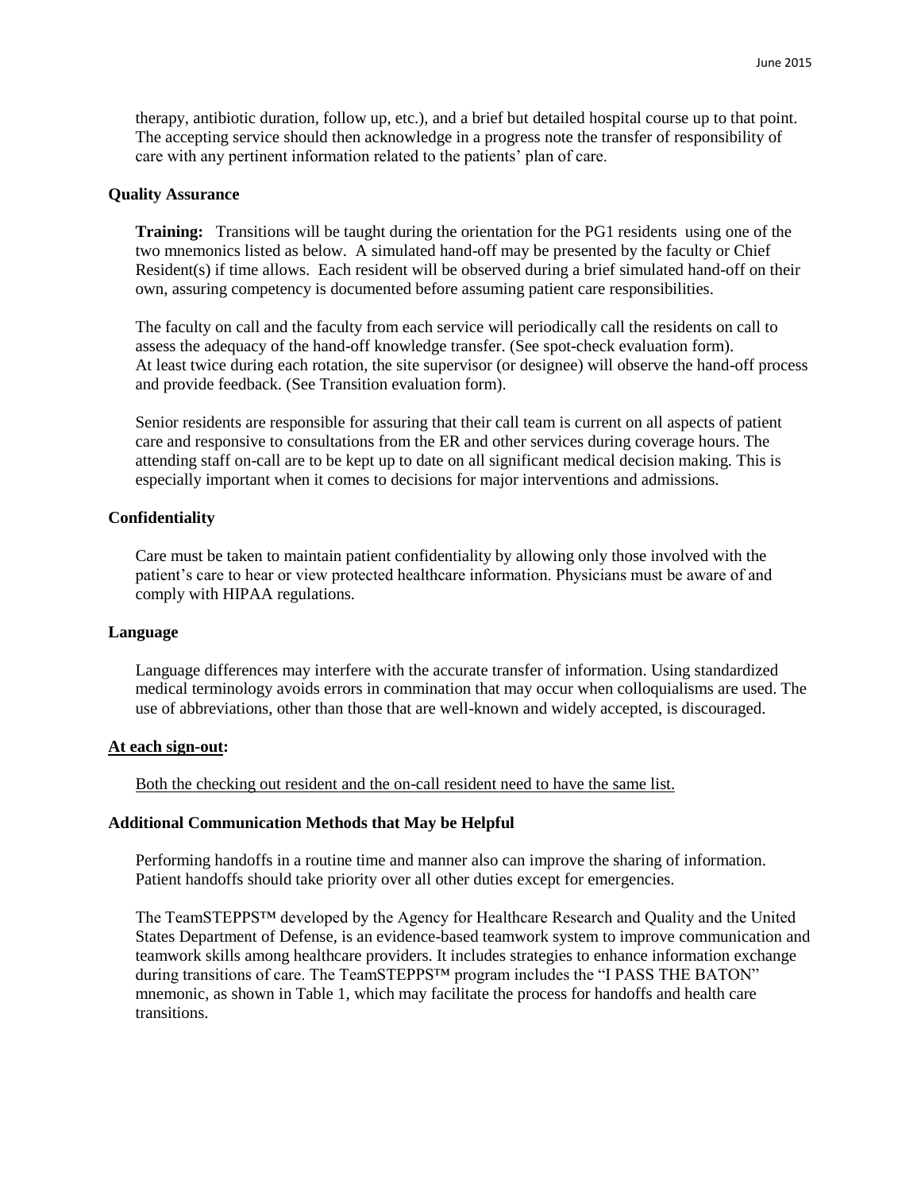therapy, antibiotic duration, follow up, etc.), and a brief but detailed hospital course up to that point. The accepting service should then acknowledge in a progress note the transfer of responsibility of care with any pertinent information related to the patients' plan of care.

### Quality Assurance

**Training:** Transitions will be taught during the orientation for the PG1 residents using one of the two mnemonics listed as below. A simulated hand-off may be presented by the faculty or Chief Resident(s) if time allows. Each resident will be observed during a brief simulated hand-off on their own, assuring competency is documented before assuming patient care responsibilities.

The faculty on call and the faculty from each service will periodically call the residents on call to assess the adequacy of the hand-off knowledge transfer. (See spot-check evaluation form). At least twice during each rotation, the site supervisor (or designee) will observe the hand-off process and provide feedback. (See Transition evaluation form).

Senior residents are responsible for assuring that their call team is current on all aspects of patient care and responsive to consultations from the ER and other services during coverage hours. The attending staff on-call are to be kept up to date on all significant medical decision making. This is especially important when it comes to decisions for major interventions and admissions.

### Confidentiality

Care must be taken to maintain patient confidentiality by allowing only those involved with the patient's care to hear or view protected healthcare information. Physicians must be aware of and comply with HIPAA regulations.

### Language

Language differences may interfere with the accurate transfer of information. Using standardized medical terminology avoids errors in commination that may occur when colloquialisms are used. The use of abbreviations, other than those that are well-known and widely accepted, is discouraged.

### <u>At each sign-out</u>:

<u>Both the checking out resident and the on-call resident need to have the same list.</u>

### Additional Communication Methods that May be Helpful

Performing handoffs in a routine time and manner also can improve the sharing of information. Patient handoffs should take priority over all other duties except for emergencies.

The TeamSTEPPS™ developed by the Agency for Healthcare Research and Quality and the United States Department of Defense, is an evidence-based teamwork system to improve communication and teamwork skills among healthcare providers. It includes strategies to enhance information exchange during transitions of care. The TeamSTEPPS™ program includes the "I PASS THE BATON" mnemonic, as shown in Table 1, which may facilitate the process for handoffs and health care transitions.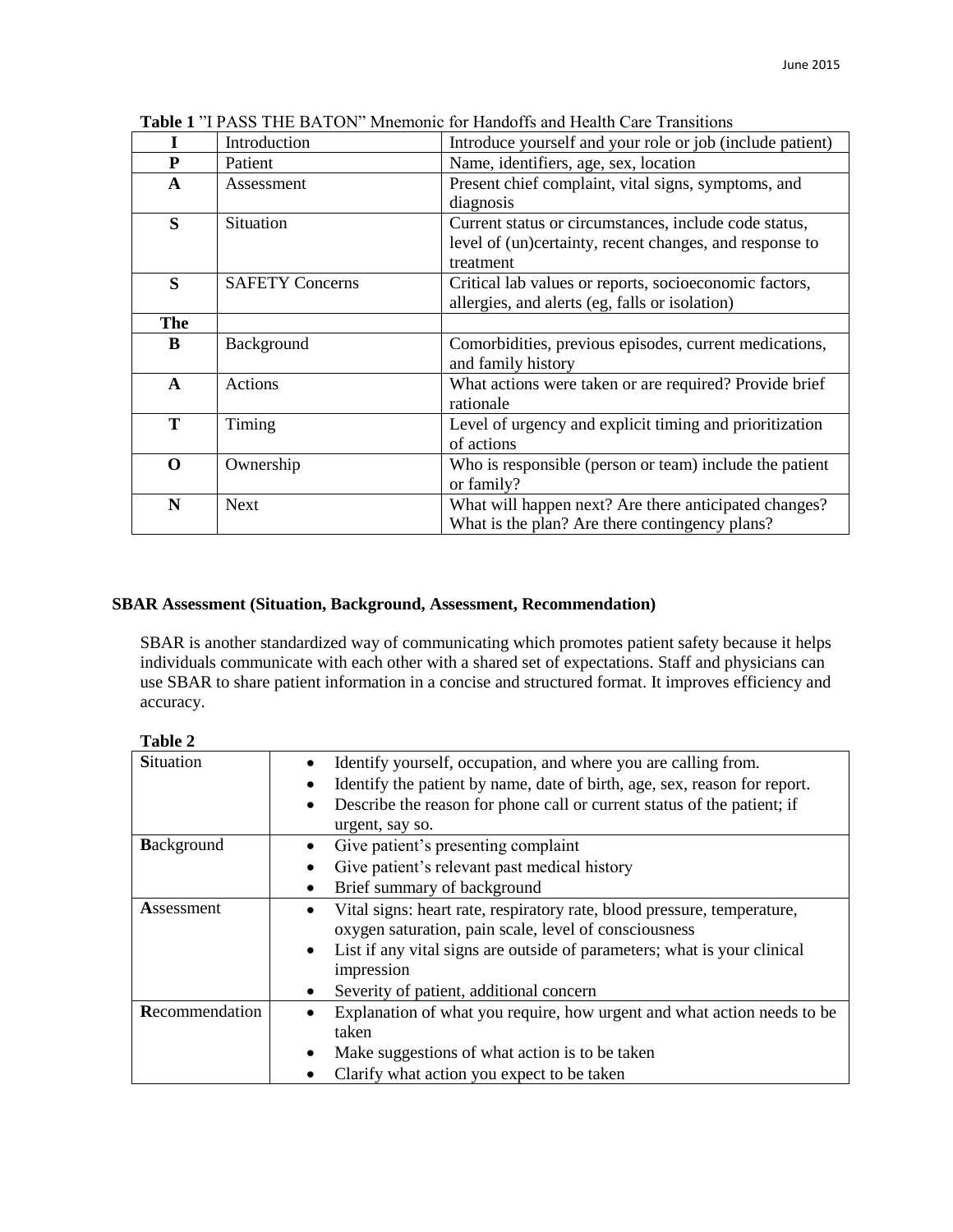**Table 1** "I PASS THE BATON" Mnemonic for Handoffs and Health Care Transitions

| | | |
|---|---|---|
| **I** | Introduction | Introduce yourself and your role or job (include patient) |
| **P** | Patient | Name, identifiers, age, sex, location |
| **A** | Assessment | Present chief complaint, vital signs, symptoms, and diagnosis |
| **S** | Situation | Current status or circumstances, include code status, level of (un)certainty, recent changes, and response to treatment |
| **S** | SAFETY Concerns | Critical lab values or reports, socioeconomic factors, allergies, and alerts (eg, falls or isolation) |
| **The** | | |
| **B** | Background | Comorbidities, previous episodes, current medications, and family history |
| **A** | Actions | What actions were taken or are required? Provide brief rationale |
| **T** | Timing | Level of urgency and explicit timing and prioritization of actions |
| **O** | Ownership | Who is responsible (person or team) include the patient or family? |
| **N** | Next | What will happen next? Are there anticipated changes? What is the plan? Are there contingency plans? |

### SBAR Assessment (Situation, Background, Assessment, Recommendation)

SBAR is another standardized way of communicating which promotes patient safety because it helps individuals communicate with each other with a shared set of expectations. Staff and physicians can use SBAR to share patient information in a concise and structured format. It improves efficiency and accuracy.

**Table 2**

| | |
|---|---|
| **S**ituation | • Identify yourself, occupation, and where you are calling from.<br>• Identify the patient by name, date of birth, age, sex, reason for report.<br>• Describe the reason for phone call or current status of the patient; if urgent, say so. |
| **B**ackground | • Give patient's presenting complaint<br>• Give patient's relevant past medical history<br>• Brief summary of background |
| **A**ssessment | • Vital signs: heart rate, respiratory rate, blood pressure, temperature, oxygen saturation, pain scale, level of consciousness<br>• List if any vital signs are outside of parameters; what is your clinical impression<br>• Severity of patient, additional concern |
| **R**ecommendation | • Explanation of what you require, how urgent and what action needs to be taken<br>• Make suggestions of what action is to be taken<br>• Clarify what action you expect to be taken |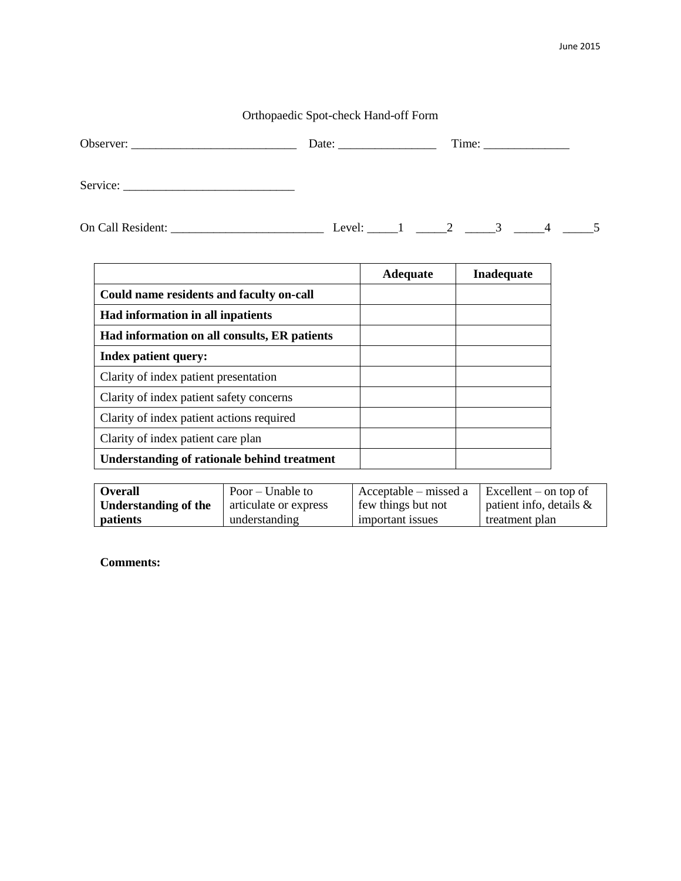June 2015

# Orthopaedic Spot-check Hand-off Form

Observer: ___________________________ Date: ________________ Time: ______________

Service: ____________________________

On Call Resident: _________________________ Level: _____1 _____2 _____3 _____4 _____5

| | **Adequate** | **Inadequate** |
|---|---|---|
| **Could name residents and faculty on-call** | | |
| **Had information in all inpatients** | | |
| **Had information on all consults, ER patients** | | |
| **Index patient query:** | | |
| Clarity of index patient presentation | | |
| Clarity of index patient safety concerns | | |
| Clarity of index patient actions required | | |
| Clarity of index patient care plan | | |
| **Understanding of rationale behind treatment** | | |

| **Overall Understanding of the patients** | Poor – Unable to articulate or express understanding | Acceptable – missed a few things but not important issues | Excellent – on top of patient info, details & treatment plan |
|---|---|---|---|

**Comments:**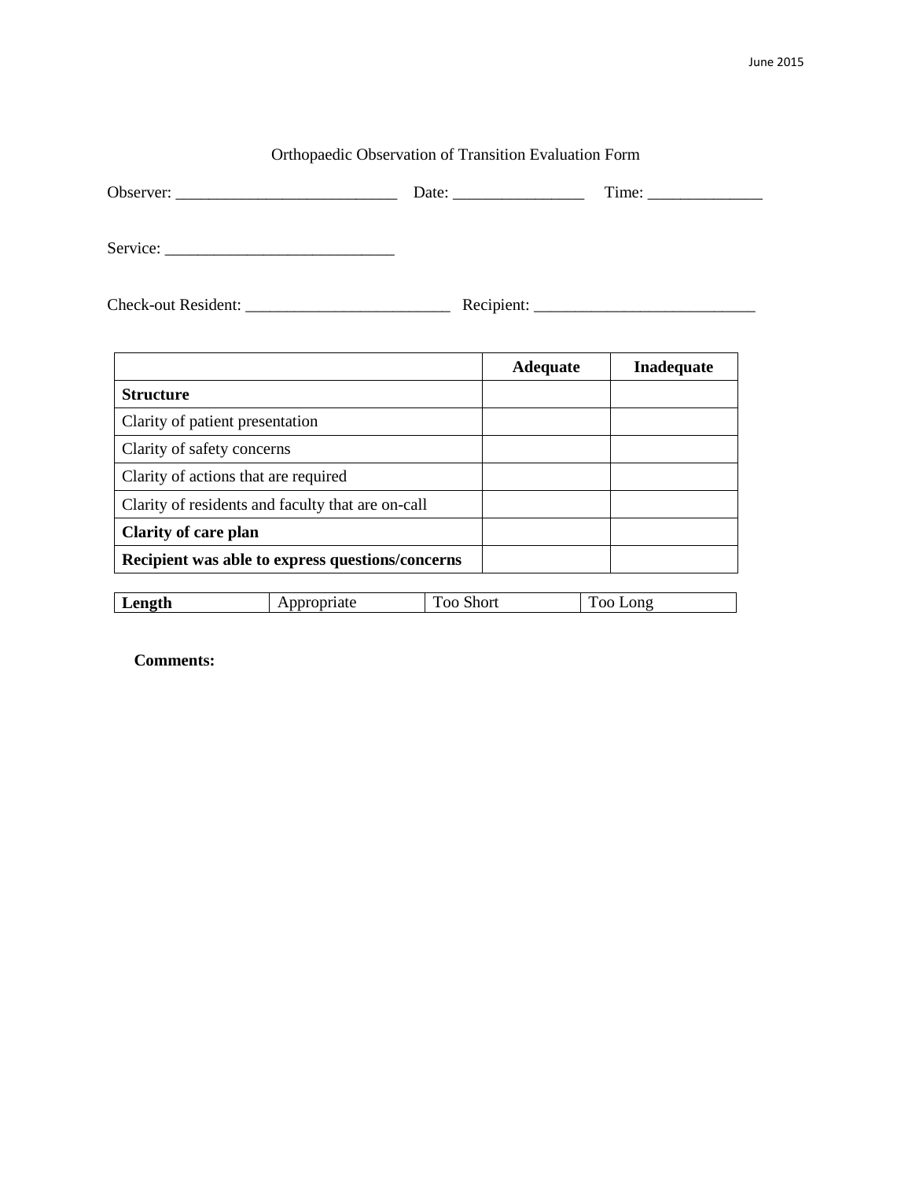# Orthopaedic Observation of Transition Evaluation Form

Observer: ___________________________ Date: ________________ Time: ______________

Service: ____________________________

Check-out Resident: _________________________ Recipient: ___________________________

| | Adequate | Inadequate |
|---|---|---|
| **Structure** | | |
| Clarity of patient presentation | | |
| Clarity of safety concerns | | |
| Clarity of actions that are required | | |
| Clarity of residents and faculty that are on-call | | |
| **Clarity of care plan** | | |
| **Recipient was able to express questions/concerns** | | |

| | | | |
|---|---|---|---|
| **Length** | Appropriate | Too Short | Too Long |

**Comments:**